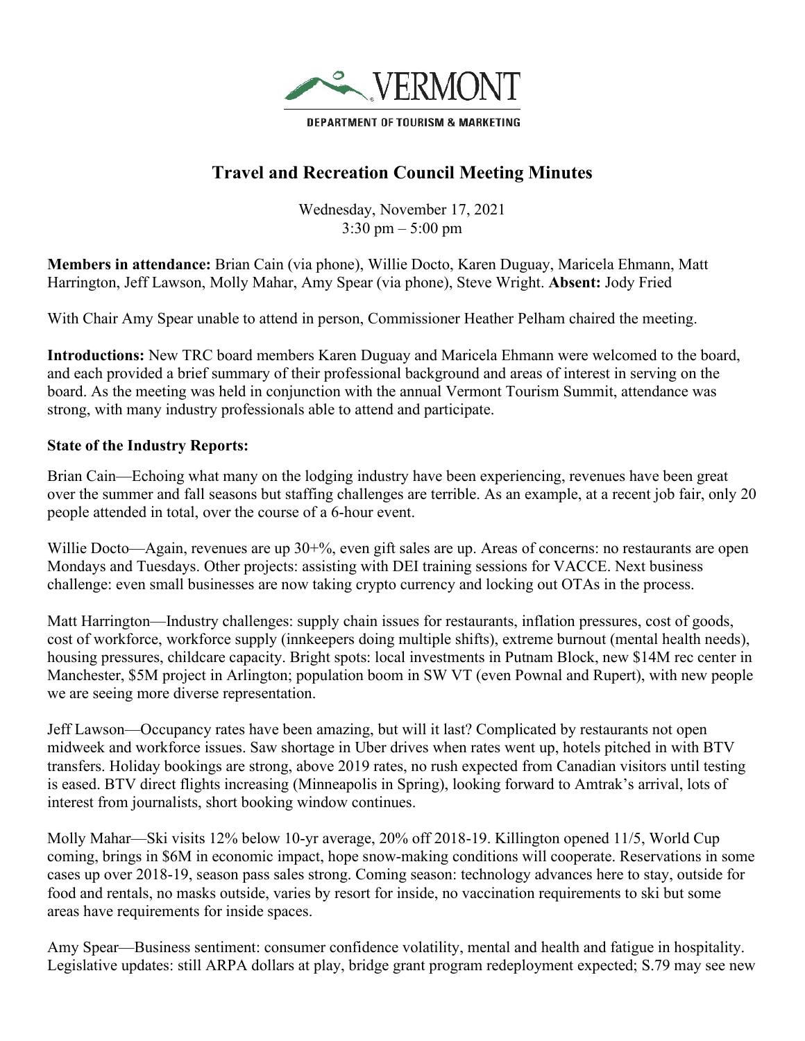VERMONT

DEPARTMENT OF TOURISM & MARKETING

# Travel and Recreation Council Meeting Minutes

Wednesday, November 17, 2021
3:30 pm – 5:00 pm

**Members in attendance:** Brian Cain (via phone), Willie Docto, Karen Duguay, Maricela Ehmann, Matt Harrington, Jeff Lawson, Molly Mahar, Amy Spear (via phone), Steve Wright. **Absent:** Jody Fried

With Chair Amy Spear unable to attend in person, Commissioner Heather Pelham chaired the meeting.

**Introductions:** New TRC board members Karen Duguay and Maricela Ehmann were welcomed to the board, and each provided a brief summary of their professional background and areas of interest in serving on the board. As the meeting was held in conjunction with the annual Vermont Tourism Summit, attendance was strong, with many industry professionals able to attend and participate.

**State of the Industry Reports:**

Brian Cain—Echoing what many on the lodging industry have been experiencing, revenues have been great over the summer and fall seasons but staffing challenges are terrible. As an example, at a recent job fair, only 20 people attended in total, over the course of a 6-hour event.

Willie Docto—Again, revenues are up 30+%, even gift sales are up. Areas of concerns: no restaurants are open Mondays and Tuesdays. Other projects: assisting with DEI training sessions for VACCE. Next business challenge: even small businesses are now taking crypto currency and locking out OTAs in the process.

Matt Harrington—Industry challenges: supply chain issues for restaurants, inflation pressures, cost of goods, cost of workforce, workforce supply (innkeepers doing multiple shifts), extreme burnout (mental health needs), housing pressures, childcare capacity. Bright spots: local investments in Putnam Block, new $14M rec center in Manchester, $5M project in Arlington; population boom in SW VT (even Pownal and Rupert), with new people we are seeing more diverse representation.

Jeff Lawson—Occupancy rates have been amazing, but will it last? Complicated by restaurants not open midweek and workforce issues. Saw shortage in Uber drives when rates went up, hotels pitched in with BTV transfers. Holiday bookings are strong, above 2019 rates, no rush expected from Canadian visitors until testing is eased. BTV direct flights increasing (Minneapolis in Spring), looking forward to Amtrak's arrival, lots of interest from journalists, short booking window continues.

Molly Mahar—Ski visits 12% below 10-yr average, 20% off 2018-19. Killington opened 11/5, World Cup coming, brings in $6M in economic impact, hope snow-making conditions will cooperate. Reservations in some cases up over 2018-19, season pass sales strong. Coming season: technology advances here to stay, outside for food and rentals, no masks outside, varies by resort for inside, no vaccination requirements to ski but some areas have requirements for inside spaces.

Amy Spear—Business sentiment: consumer confidence volatility, mental and health and fatigue in hospitality. Legislative updates: still ARPA dollars at play, bridge grant program redeployment expected; S.79 may see new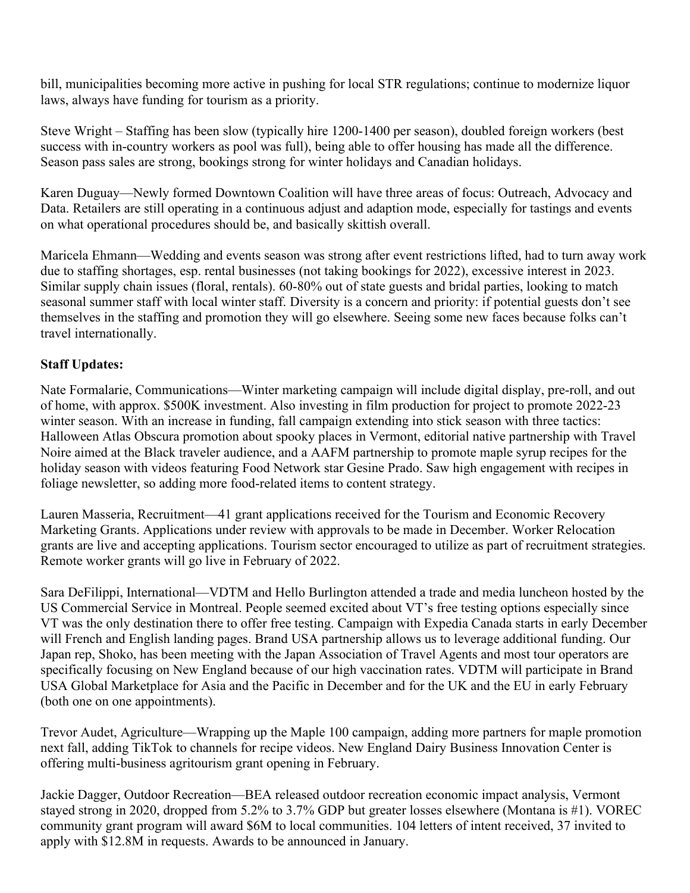bill, municipalities becoming more active in pushing for local STR regulations; continue to modernize liquor laws, always have funding for tourism as a priority.

Steve Wright – Staffing has been slow (typically hire 1200-1400 per season), doubled foreign workers (best success with in-country workers as pool was full), being able to offer housing has made all the difference. Season pass sales are strong, bookings strong for winter holidays and Canadian holidays.

Karen Duguay—Newly formed Downtown Coalition will have three areas of focus: Outreach, Advocacy and Data. Retailers are still operating in a continuous adjust and adaption mode, especially for tastings and events on what operational procedures should be, and basically skittish overall.

Maricela Ehmann—Wedding and events season was strong after event restrictions lifted, had to turn away work due to staffing shortages, esp. rental businesses (not taking bookings for 2022), excessive interest in 2023. Similar supply chain issues (floral, rentals). 60-80% out of state guests and bridal parties, looking to match seasonal summer staff with local winter staff. Diversity is a concern and priority: if potential guests don't see themselves in the staffing and promotion they will go elsewhere. Seeing some new faces because folks can't travel internationally.

**Staff Updates:**

Nate Formalarie, Communications—Winter marketing campaign will include digital display, pre-roll, and out of home, with approx. $500K investment. Also investing in film production for project to promote 2022-23 winter season. With an increase in funding, fall campaign extending into stick season with three tactics: Halloween Atlas Obscura promotion about spooky places in Vermont, editorial native partnership with Travel Noire aimed at the Black traveler audience, and a AAFM partnership to promote maple syrup recipes for the holiday season with videos featuring Food Network star Gesine Prado. Saw high engagement with recipes in foliage newsletter, so adding more food-related items to content strategy.

Lauren Masseria, Recruitment—41 grant applications received for the Tourism and Economic Recovery Marketing Grants. Applications under review with approvals to be made in December. Worker Relocation grants are live and accepting applications. Tourism sector encouraged to utilize as part of recruitment strategies. Remote worker grants will go live in February of 2022.

Sara DeFilippi, International—VDTM and Hello Burlington attended a trade and media luncheon hosted by the US Commercial Service in Montreal. People seemed excited about VT's free testing options especially since VT was the only destination there to offer free testing. Campaign with Expedia Canada starts in early December will French and English landing pages. Brand USA partnership allows us to leverage additional funding. Our Japan rep, Shoko, has been meeting with the Japan Association of Travel Agents and most tour operators are specifically focusing on New England because of our high vaccination rates. VDTM will participate in Brand USA Global Marketplace for Asia and the Pacific in December and for the UK and the EU in early February (both one on one appointments).

Trevor Audet, Agriculture—Wrapping up the Maple 100 campaign, adding more partners for maple promotion next fall, adding TikTok to channels for recipe videos. New England Dairy Business Innovation Center is offering multi-business agritourism grant opening in February.

Jackie Dagger, Outdoor Recreation—BEA released outdoor recreation economic impact analysis, Vermont stayed strong in 2020, dropped from 5.2% to 3.7% GDP but greater losses elsewhere (Montana is #1). VOREC community grant program will award $6M to local communities. 104 letters of intent received, 37 invited to apply with $12.8M in requests. Awards to be announced in January.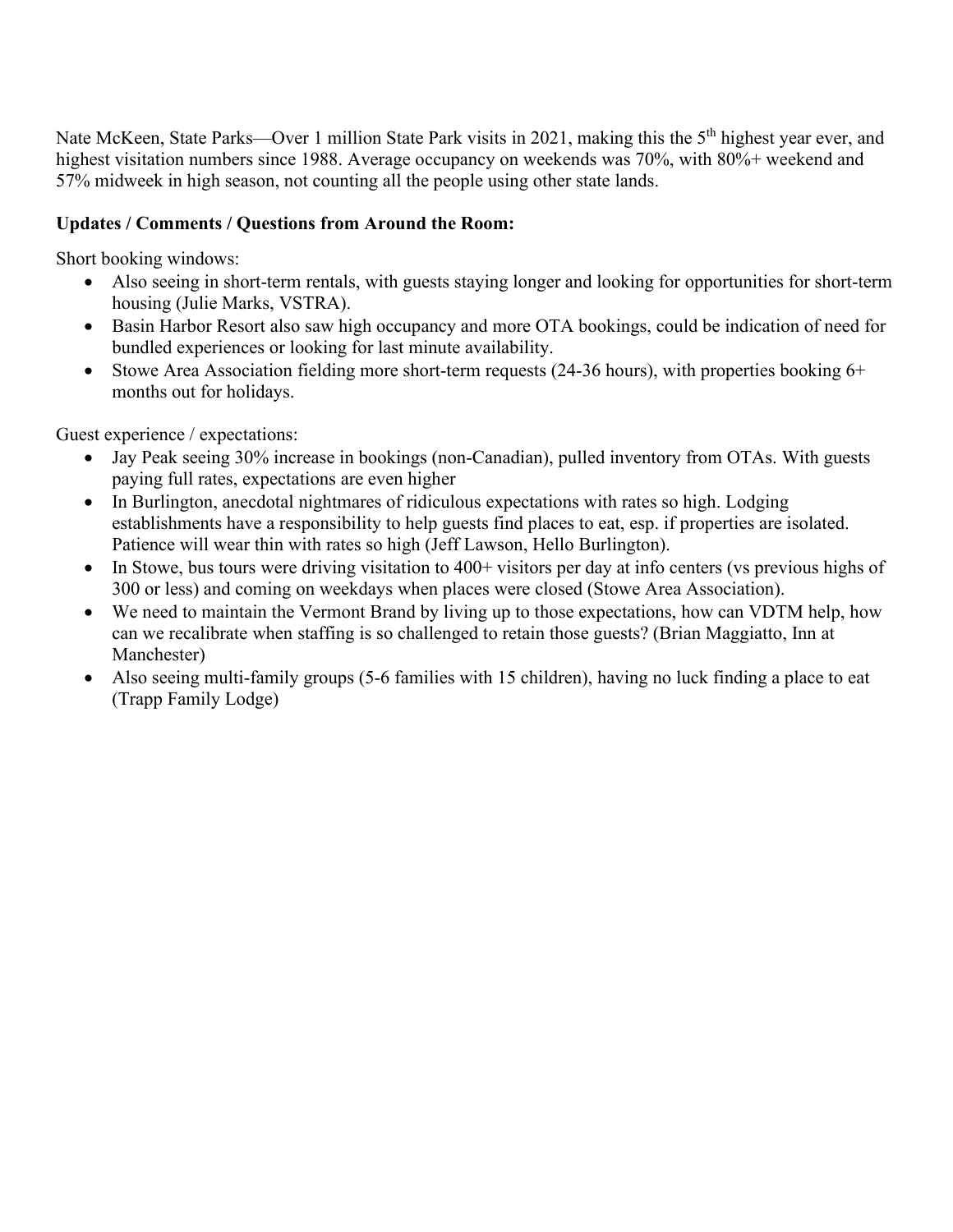Nate McKeen, State Parks—Over 1 million State Park visits in 2021, making this the 5th highest year ever, and highest visitation numbers since 1988. Average occupancy on weekends was 70%, with 80%+ weekend and 57% midweek in high season, not counting all the people using other state lands.

**Updates / Comments / Questions from Around the Room:**

Short booking windows:

- Also seeing in short-term rentals, with guests staying longer and looking for opportunities for short-term housing (Julie Marks, VSTRA).
- Basin Harbor Resort also saw high occupancy and more OTA bookings, could be indication of need for bundled experiences or looking for last minute availability.
- Stowe Area Association fielding more short-term requests (24-36 hours), with properties booking 6+ months out for holidays.

Guest experience / expectations:

- Jay Peak seeing 30% increase in bookings (non-Canadian), pulled inventory from OTAs. With guests paying full rates, expectations are even higher
- In Burlington, anecdotal nightmares of ridiculous expectations with rates so high. Lodging establishments have a responsibility to help guests find places to eat, esp. if properties are isolated. Patience will wear thin with rates so high (Jeff Lawson, Hello Burlington).
- In Stowe, bus tours were driving visitation to 400+ visitors per day at info centers (vs previous highs of 300 or less) and coming on weekdays when places were closed (Stowe Area Association).
- We need to maintain the Vermont Brand by living up to those expectations, how can VDTM help, how can we recalibrate when staffing is so challenged to retain those guests? (Brian Maggiatto, Inn at Manchester)
- Also seeing multi-family groups (5-6 families with 15 children), having no luck finding a place to eat (Trapp Family Lodge)